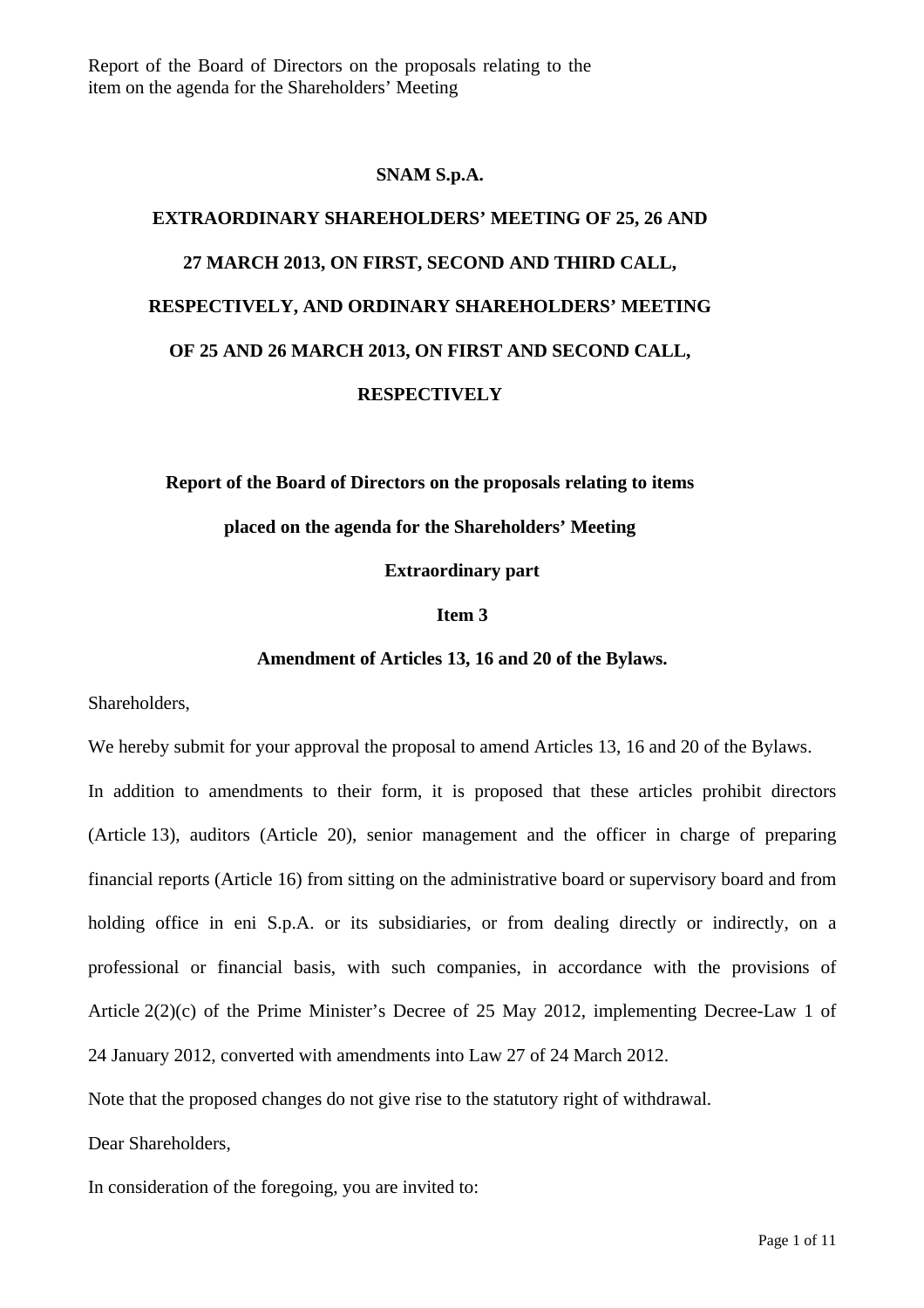**SNAM S.p.A.**

**EXTRAORDINARY SHAREHOLDERS' MEETING OF 25, 26 AND 27 MARCH 2013, ON FIRST, SECOND AND THIRD CALL, RESPECTIVELY, AND ORDINARY SHAREHOLDERS' MEETING OF 25 AND 26 MARCH 2013, ON FIRST AND SECOND CALL, RESPECTIVELY**

**Report of the Board of Directors on the proposals relating to items placed on the agenda for the Shareholders' Meeting**

**Extraordinary part**

**Item 3**

**Amendment of Articles 13, 16 and 20 of the Bylaws.**

Shareholders,

We hereby submit for your approval the proposal to amend Articles 13, 16 and 20 of the Bylaws.

In addition to amendments to their form, it is proposed that these articles prohibit directors (Article 13), auditors (Article 20), senior management and the officer in charge of preparing financial reports (Article 16) from sitting on the administrative board or supervisory board and from holding office in eni S.p.A. or its subsidiaries, or from dealing directly or indirectly, on a professional or financial basis, with such companies, in accordance with the provisions of Article 2(2)(c) of the Prime Minister's Decree of 25 May 2012, implementing Decree-Law 1 of 24 January 2012, converted with amendments into Law 27 of 24 March 2012.

Note that the proposed changes do not give rise to the statutory right of withdrawal.

Dear Shareholders,

In consideration of the foregoing, you are invited to: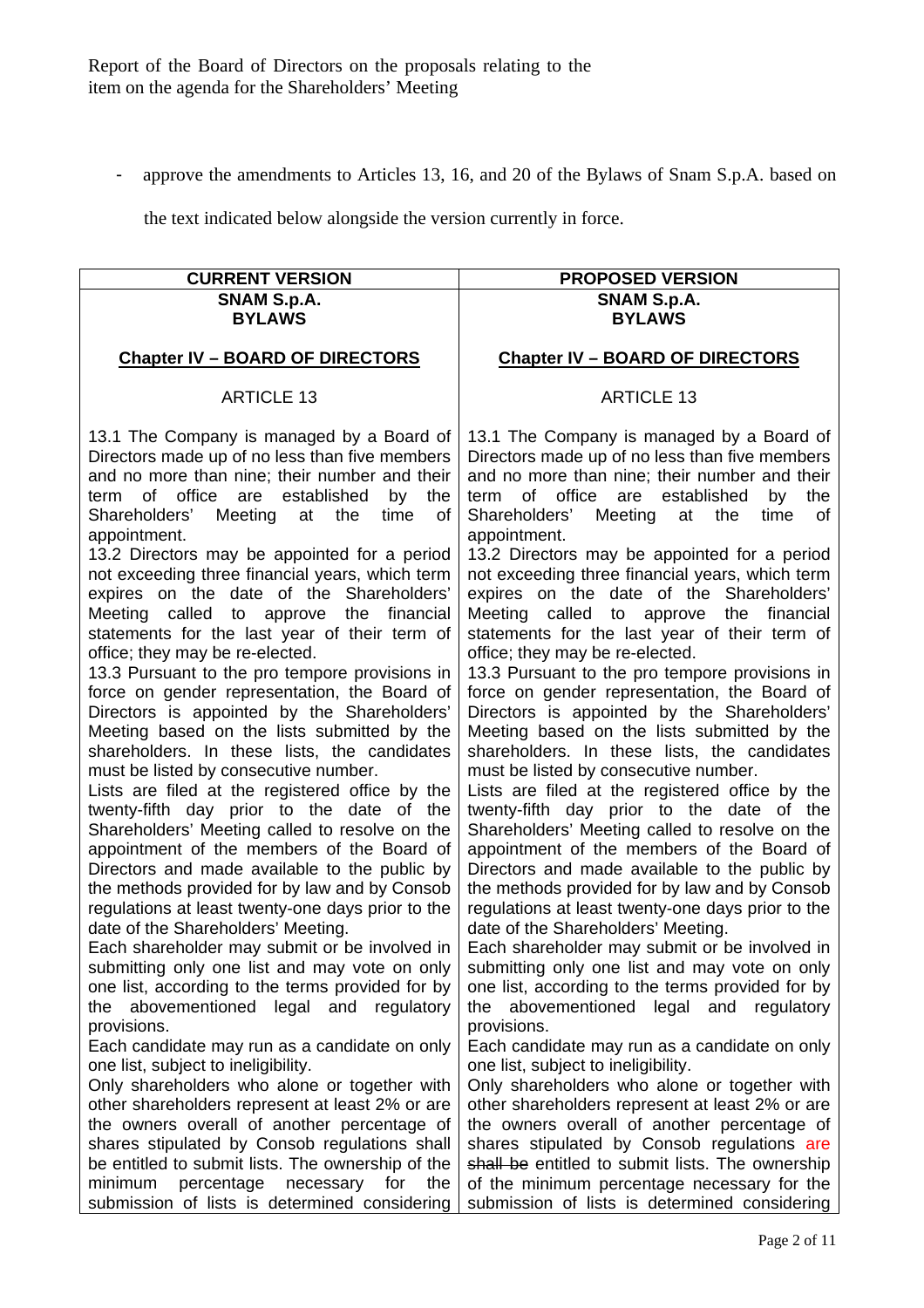Report of the Board of Directors on the proposals relating to the item on the agenda for the Shareholders' Meeting

- approve the amendments to Articles 13, 16, and 20 of the Bylaws of Snam S.p.A. based on the text indicated below alongside the version currently in force.

| CURRENT VERSION | PROPOSED VERSION |
|---|---|
| **SNAM S.p.A.**<br>**BYLAWS** | **SNAM S.p.A.**<br>**BYLAWS** |
| **Chapter IV – BOARD OF DIRECTORS** | **Chapter IV – BOARD OF DIRECTORS** |
| ARTICLE 13 | ARTICLE 13 |
| 13.1 The Company is managed by a Board of Directors made up of no less than five members and no more than nine; their number and their term of office are established by the Shareholders' Meeting at the time of appointment.<br>13.2 Directors may be appointed for a period not exceeding three financial years, which term expires on the date of the Shareholders' Meeting called to approve the financial statements for the last year of their term of office; they may be re-elected.<br>13.3 Pursuant to the pro tempore provisions in force on gender representation, the Board of Directors is appointed by the Shareholders' Meeting based on the lists submitted by the shareholders. In these lists, the candidates must be listed by consecutive number.<br>Lists are filed at the registered office by the twenty-fifth day prior to the date of the Shareholders' Meeting called to resolve on the appointment of the members of the Board of Directors and made available to the public by the methods provided for by law and by Consob regulations at least twenty-one days prior to the date of the Shareholders' Meeting.<br>Each shareholder may submit or be involved in submitting only one list and may vote on only one list, according to the terms provided for by the abovementioned legal and regulatory provisions.<br>Each candidate may run as a candidate on only one list, subject to ineligibility.<br>Only shareholders who alone or together with other shareholders represent at least 2% or are the owners overall of another percentage of shares stipulated by Consob regulations shall be entitled to submit lists. The ownership of the minimum percentage necessary for the submission of lists is determined considering | 13.1 The Company is managed by a Board of Directors made up of no less than five members and no more than nine; their number and their term of office are established by the Shareholders' Meeting at the time of appointment.<br>13.2 Directors may be appointed for a period not exceeding three financial years, which term expires on the date of the Shareholders' Meeting called to approve the financial statements for the last year of their term of office; they may be re-elected.<br>13.3 Pursuant to the pro tempore provisions in force on gender representation, the Board of Directors is appointed by the Shareholders' Meeting based on the lists submitted by the shareholders. In these lists, the candidates must be listed by consecutive number.<br>Lists are filed at the registered office by the twenty-fifth day prior to the date of the Shareholders' Meeting called to resolve on the appointment of the members of the Board of Directors and made available to the public by the methods provided for by law and by Consob regulations at least twenty-one days prior to the date of the Shareholders' Meeting.<br>Each shareholder may submit or be involved in submitting only one list and may vote on only one list, according to the terms provided for by the abovementioned legal and regulatory provisions.<br>Each candidate may run as a candidate on only one list, subject to ineligibility.<br>Only shareholders who alone or together with other shareholders represent at least 2% or are the owners overall of another percentage of shares stipulated by Consob regulations are ~~shall be~~ entitled to submit lists. The ownership of the minimum percentage necessary for the submission of lists is determined considering |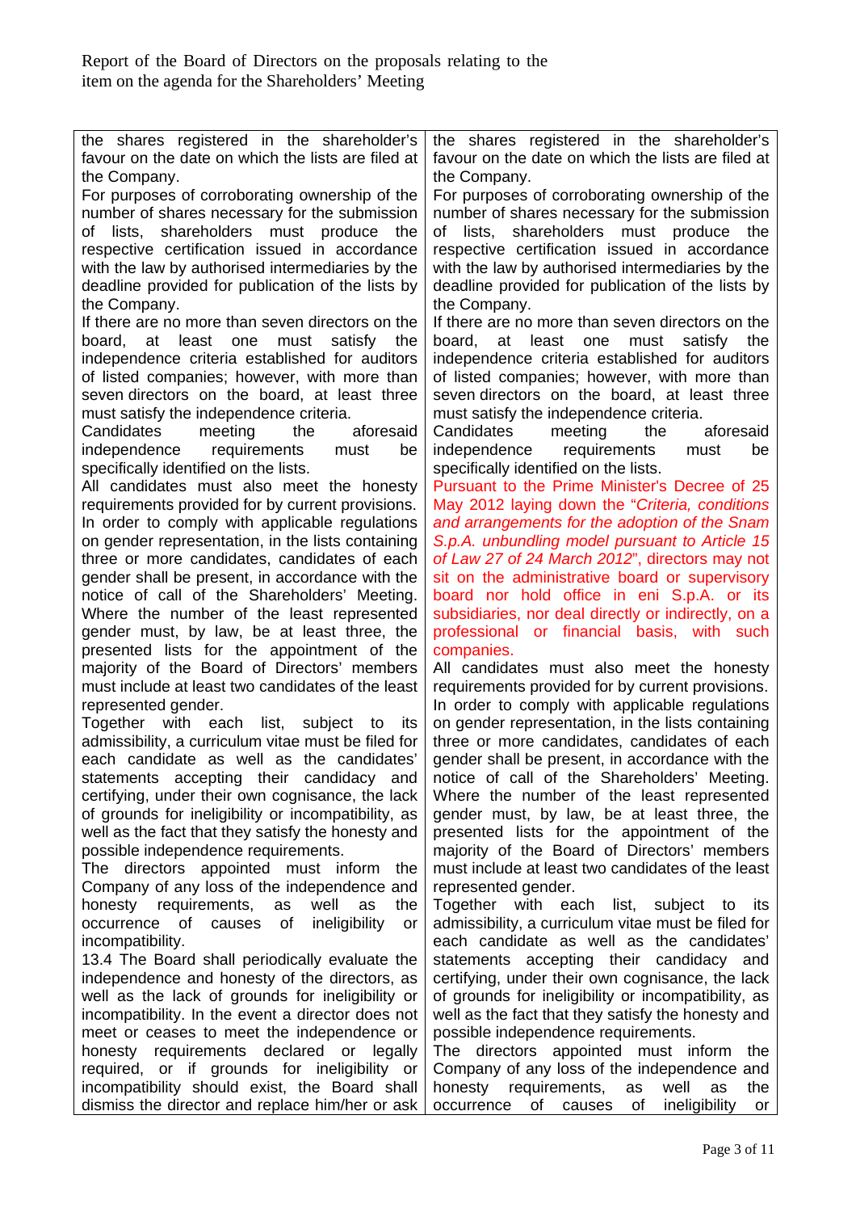| | |
|---|---|
| the shares registered in the shareholder's favour on the date on which the lists are filed at the Company.<br>For purposes of corroborating ownership of the number of shares necessary for the submission of lists, shareholders must produce the respective certification issued in accordance with the law by authorised intermediaries by the deadline provided for publication of the lists by the Company.<br>If there are no more than seven directors on the board, at least one must satisfy the independence criteria established for auditors of listed companies; however, with more than seven directors on the board, at least three must satisfy the independence criteria.<br>Candidates meeting the aforesaid independence requirements must be specifically identified on the lists.<br>All candidates must also meet the honesty requirements provided for by current provisions.<br>In order to comply with applicable regulations on gender representation, in the lists containing three or more candidates, candidates of each gender shall be present, in accordance with the notice of call of the Shareholders' Meeting. Where the number of the least represented gender must, by law, be at least three, the presented lists for the appointment of the majority of the Board of Directors' members must include at least two candidates of the least represented gender.<br>Together with each list, subject to its admissibility, a curriculum vitae must be filed for each candidate as well as the candidates' statements accepting their candidacy and certifying, under their own cognisance, the lack of grounds for ineligibility or incompatibility, as well as the fact that they satisfy the honesty and possible independence requirements.<br>The directors appointed must inform the Company of any loss of the independence and honesty requirements, as well as the occurrence of causes of ineligibility or incompatibility.<br>13.4 The Board shall periodically evaluate the independence and honesty of the directors, as well as the lack of grounds for ineligibility or incompatibility. In the event a director does not meet or ceases to meet the independence or honesty requirements declared or legally required, or if grounds for ineligibility or incompatibility should exist, the Board shall dismiss the director and replace him/her or ask | the shares registered in the shareholder's favour on the date on which the lists are filed at the Company.<br>For purposes of corroborating ownership of the number of shares necessary for the submission of lists, shareholders must produce the respective certification issued in accordance with the law by authorised intermediaries by the deadline provided for publication of the lists by the Company.<br>If there are no more than seven directors on the board, at least one must satisfy the independence criteria established for auditors of listed companies; however, with more than seven directors on the board, at least three must satisfy the independence criteria.<br>Candidates meeting the aforesaid independence requirements must be specifically identified on the lists.<br>Pursuant to the Prime Minister's Decree of 25 May 2012 laying down the "*Criteria, conditions and arrangements for the adoption of the Snam S.p.A. unbundling model pursuant to Article 15 of Law 27 of 24 March 2012*", directors may not sit on the administrative board or supervisory board nor hold office in eni S.p.A. or its subsidiaries, nor deal directly or indirectly, on a professional or financial basis, with such companies.<br>All candidates must also meet the honesty requirements provided for by current provisions.<br>In order to comply with applicable regulations on gender representation, in the lists containing three or more candidates, candidates of each gender shall be present, in accordance with the notice of call of the Shareholders' Meeting. Where the number of the least represented gender must, by law, be at least three, the presented lists for the appointment of the majority of the Board of Directors' members must include at least two candidates of the least represented gender.<br>Together with each list, subject to its admissibility, a curriculum vitae must be filed for each candidate as well as the candidates' statements accepting their candidacy and certifying, under their own cognisance, the lack of grounds for ineligibility or incompatibility, as well as the fact that they satisfy the honesty and possible independence requirements.<br>The directors appointed must inform the Company of any loss of the independence and honesty requirements, as well as the occurrence of causes of ineligibility or |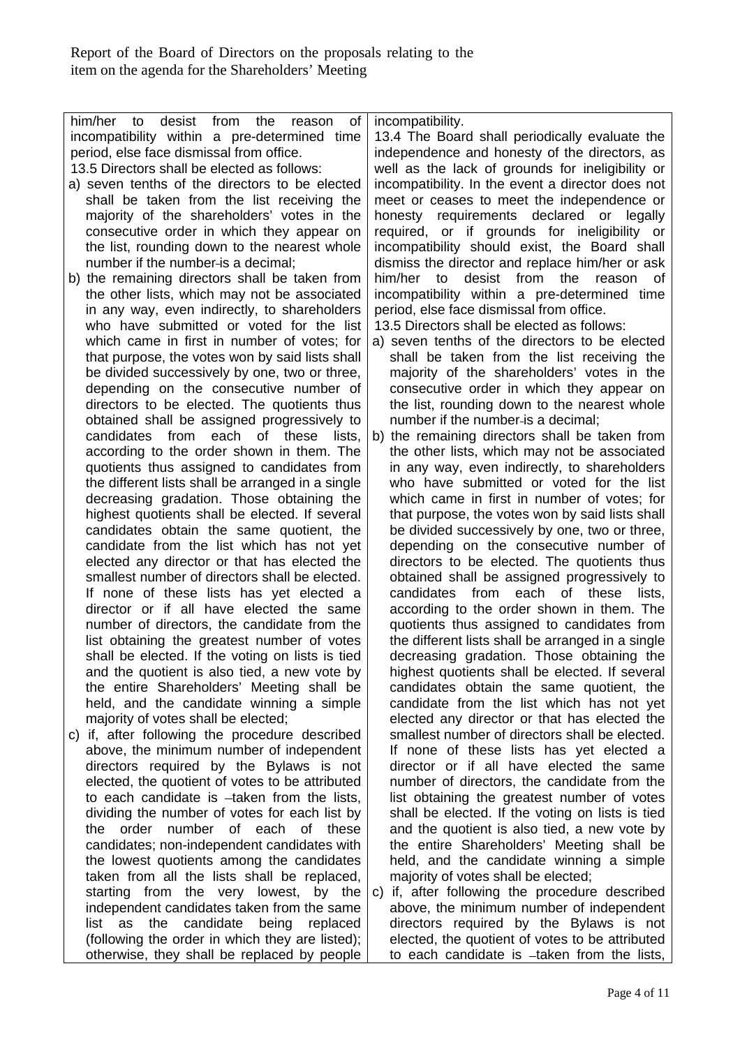| | |
|---|---|
| him/her to desist from the reason of incompatibility within a pre-determined time period, else face dismissal from office.<br>13.5 Directors shall be elected as follows:<br>a) seven tenths of the directors to be elected shall be taken from the list receiving the majority of the shareholders' votes in the consecutive order in which they appear on the list, rounding down to the nearest whole number if the number is a decimal;<br>b) the remaining directors shall be taken from the other lists, which may not be associated in any way, even indirectly, to shareholders who have submitted or voted for the list which came in first in number of votes; for that purpose, the votes won by said lists shall be divided successively by one, two or three, depending on the consecutive number of directors to be elected. The quotients thus obtained shall be assigned progressively to candidates from each of these lists, according to the order shown in them. The quotients thus assigned to candidates from the different lists shall be arranged in a single decreasing gradation. Those obtaining the highest quotients shall be elected. If several candidates obtain the same quotient, the candidate from the list which has not yet elected any director or that has elected the smallest number of directors shall be elected. If none of these lists has yet elected a director or if all have elected the same number of directors, the candidate from the list obtaining the greatest number of votes shall be elected. If the voting on lists is tied and the quotient is also tied, a new vote by the entire Shareholders' Meeting shall be held, and the candidate winning a simple majority of votes shall be elected;<br>c) if, after following the procedure described above, the minimum number of independent directors required by the Bylaws is not elected, the quotient of votes to be attributed to each candidate is taken from the lists, dividing the number of votes for each list by the order number of each of these candidates; non-independent candidates with the lowest quotients among the candidates taken from all the lists shall be replaced, starting from the very lowest, by the independent candidates taken from the same list as the candidate being replaced (following the order in which they are listed); otherwise, they shall be replaced by people | incompatibility.<br>13.4 The Board shall periodically evaluate the independence and honesty of the directors, as well as the lack of grounds for ineligibility or incompatibility. In the event a director does not meet or ceases to meet the independence or honesty requirements declared or legally required, or if grounds for ineligibility or incompatibility should exist, the Board shall dismiss the director and replace him/her or ask him/her to desist from the reason of incompatibility within a pre-determined time period, else face dismissal from office.<br>13.5 Directors shall be elected as follows:<br>a) seven tenths of the directors to be elected shall be taken from the list receiving the majority of the shareholders' votes in the consecutive order in which they appear on the list, rounding down to the nearest whole number if the number is a decimal;<br>b) the remaining directors shall be taken from the other lists, which may not be associated in any way, even indirectly, to shareholders who have submitted or voted for the list which came in first in number of votes; for that purpose, the votes won by said lists shall be divided successively by one, two or three, depending on the consecutive number of directors to be elected. The quotients thus obtained shall be assigned progressively to candidates from each of these lists, according to the order shown in them. The quotients thus assigned to candidates from the different lists shall be arranged in a single decreasing gradation. Those obtaining the highest quotients shall be elected. If several candidates obtain the same quotient, the candidate from the list which has not yet elected any director or that has elected the smallest number of directors shall be elected. If none of these lists has yet elected a director or if all have elected the same number of directors, the candidate from the list obtaining the greatest number of votes shall be elected. If the voting on lists is tied and the quotient is also tied, a new vote by the entire Shareholders' Meeting shall be held, and the candidate winning a simple majority of votes shall be elected;<br>c) if, after following the procedure described above, the minimum number of independent directors required by the Bylaws is not elected, the quotient of votes to be attributed to each candidate is taken from the lists, |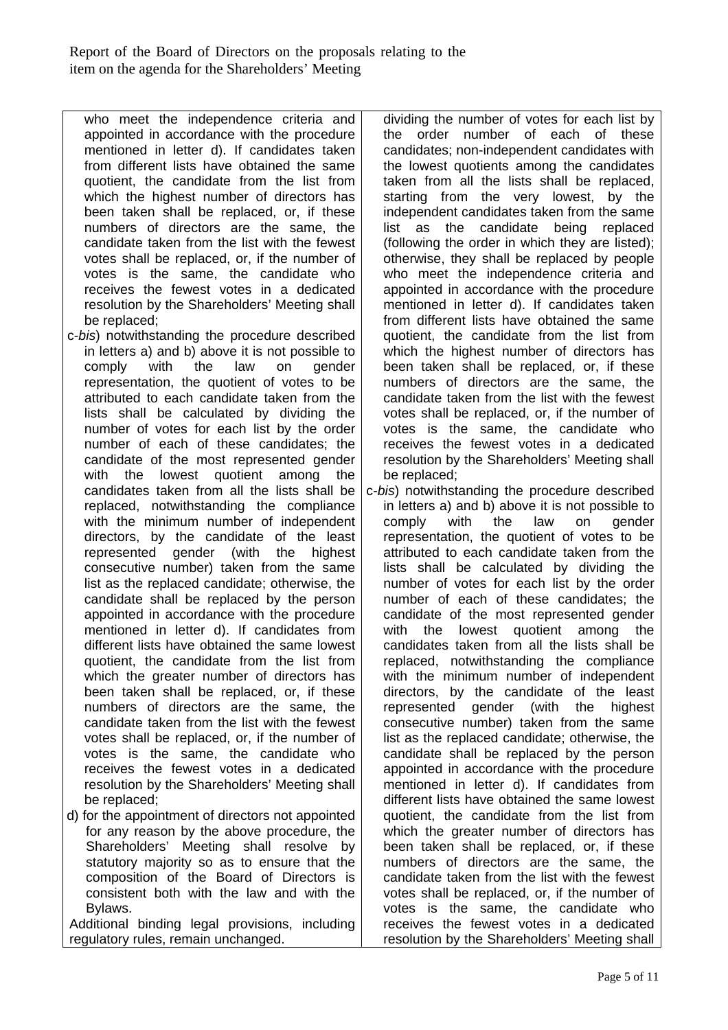Report of the Board of Directors on the proposals relating to the item on the agenda for the Shareholders' Meeting

| | |
|---|---|
| who meet the independence criteria and appointed in accordance with the procedure mentioned in letter d). If candidates taken from different lists have obtained the same quotient, the candidate from the list from which the highest number of directors has been taken shall be replaced, or, if these numbers of directors are the same, the candidate taken from the list with the fewest votes shall be replaced, or, if the number of votes is the same, the candidate who receives the fewest votes in a dedicated resolution by the Shareholders' Meeting shall be replaced;<br>c-*bis*) notwithstanding the procedure described in letters a) and b) above it is not possible to comply with the law on gender representation, the quotient of votes to be attributed to each candidate taken from the lists shall be calculated by dividing the number of votes for each list by the order number of each of these candidates; the candidate of the most represented gender with the lowest quotient among the candidates taken from all the lists shall be replaced, notwithstanding the compliance with the minimum number of independent directors, by the candidate of the least represented gender (with the highest consecutive number) taken from the same list as the replaced candidate; otherwise, the candidate shall be replaced by the person appointed in accordance with the procedure mentioned in letter d). If candidates from different lists have obtained the same lowest quotient, the candidate from the list from which the greater number of directors has been taken shall be replaced, or, if these numbers of directors are the same, the candidate taken from the list with the fewest votes shall be replaced, or, if the number of votes is the same, the candidate who receives the fewest votes in a dedicated resolution by the Shareholders' Meeting shall be replaced;<br>d) for the appointment of directors not appointed for any reason by the above procedure, the Shareholders' Meeting shall resolve by statutory majority so as to ensure that the composition of the Board of Directors is consistent both with the law and with the Bylaws.<br>Additional binding legal provisions, including regulatory rules, remain unchanged. | dividing the number of votes for each list by the order number of each of these candidates; non-independent candidates with the lowest quotients among the candidates taken from all the lists shall be replaced, starting from the very lowest, by the independent candidates taken from the same list as the candidate being replaced (following the order in which they are listed); otherwise, they shall be replaced by people who meet the independence criteria and appointed in accordance with the procedure mentioned in letter d). If candidates taken from different lists have obtained the same quotient, the candidate from the list from which the highest number of directors has been taken shall be replaced, or, if these numbers of directors are the same, the candidate taken from the list with the fewest votes shall be replaced, or, if the number of votes is the same, the candidate who receives the fewest votes in a dedicated resolution by the Shareholders' Meeting shall be replaced;<br>c-*bis*) notwithstanding the procedure described in letters a) and b) above it is not possible to comply with the law on gender representation, the quotient of votes to be attributed to each candidate taken from the lists shall be calculated by dividing the number of votes for each list by the order number of each of these candidates; the candidate of the most represented gender with the lowest quotient among the candidates taken from all the lists shall be replaced, notwithstanding the compliance with the minimum number of independent directors, by the candidate of the least represented gender (with the highest consecutive number) taken from the same list as the replaced candidate; otherwise, the candidate shall be replaced by the person appointed in accordance with the procedure mentioned in letter d). If candidates from different lists have obtained the same lowest quotient, the candidate from the list from which the greater number of directors has been taken shall be replaced, or, if these numbers of directors are the same, the candidate taken from the list with the fewest votes shall be replaced, or, if the number of votes is the same, the candidate who receives the fewest votes in a dedicated resolution by the Shareholders' Meeting shall |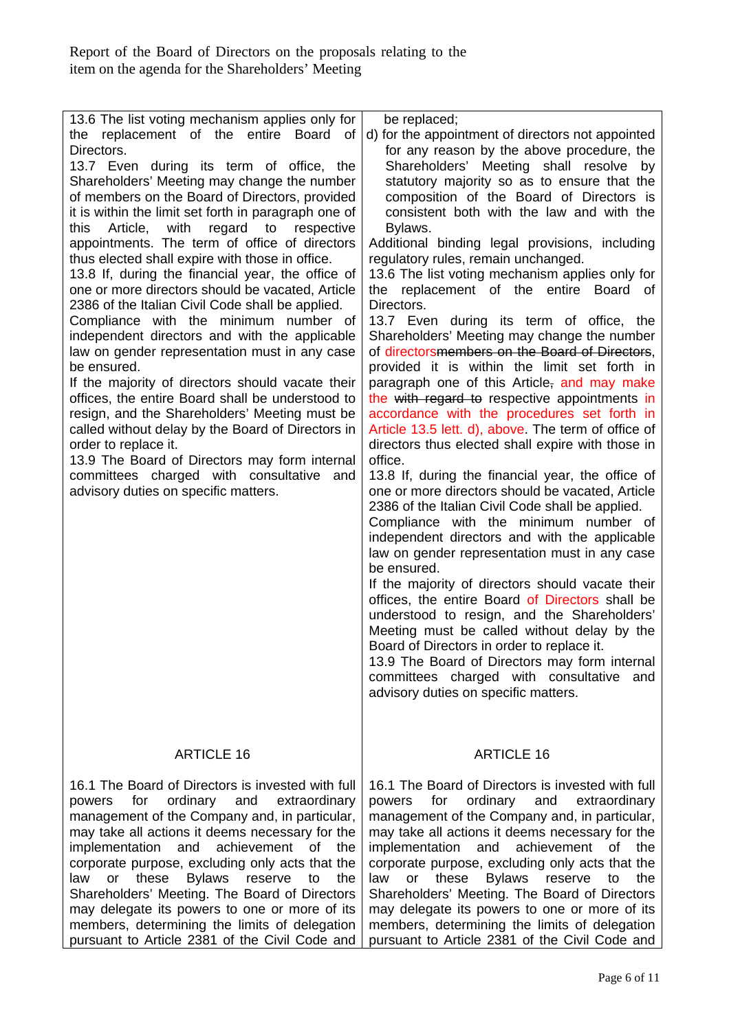Report of the Board of Directors on the proposals relating to the item on the agenda for the Shareholders' Meeting

| | |
|---|---|
| 13.6 The list voting mechanism applies only for the replacement of the entire Board of Directors.<br>13.7 Even during its term of office, the Shareholders' Meeting may change the number of members on the Board of Directors, provided it is within the limit set forth in paragraph one of this Article, with regard to respective appointments. The term of office of directors thus elected shall expire with those in office.<br>13.8 If, during the financial year, the office of one or more directors should be vacated, Article 2386 of the Italian Civil Code shall be applied.<br>Compliance with the minimum number of independent directors and with the applicable law on gender representation must in any case be ensured.<br>If the majority of directors should vacate their offices, the entire Board shall be understood to resign, and the Shareholders' Meeting must be called without delay by the Board of Directors in order to replace it.<br>13.9 The Board of Directors may form internal committees charged with consultative and advisory duties on specific matters. | be replaced;<br>d) for the appointment of directors not appointed for any reason by the above procedure, the Shareholders' Meeting shall resolve by statutory majority so as to ensure that the composition of the Board of Directors is consistent both with the law and with the Bylaws.<br>Additional binding legal provisions, including regulatory rules, remain unchanged.<br>13.6 The list voting mechanism applies only for the replacement of the entire Board of Directors.<br>13.7 Even during its term of office, the Shareholders' Meeting may change the number of directors~~members on the Board of Directors~~, provided it is within the limit set forth in paragraph one of this Article~~,~~ and may make the ~~with regard to~~ respective appointments in accordance with the procedures set forth in Article 13.5 lett. d), above. The term of office of directors thus elected shall expire with those in office.<br>13.8 If, during the financial year, the office of one or more directors should be vacated, Article 2386 of the Italian Civil Code shall be applied.<br>Compliance with the minimum number of independent directors and with the applicable law on gender representation must in any case be ensured.<br>If the majority of directors should vacate their offices, the entire Board of Directors shall be understood to resign, and the Shareholders' Meeting must be called without delay by the Board of Directors in order to replace it.<br>13.9 The Board of Directors may form internal committees charged with consultative and advisory duties on specific matters. |
| ARTICLE 16 | ARTICLE 16 |
| 16.1 The Board of Directors is invested with full powers for ordinary and extraordinary management of the Company and, in particular, may take all actions it deems necessary for the implementation and achievement of the corporate purpose, excluding only acts that the law or these Bylaws reserve to the Shareholders' Meeting. The Board of Directors may delegate its powers to one or more of its members, determining the limits of delegation pursuant to Article 2381 of the Civil Code and | 16.1 The Board of Directors is invested with full powers for ordinary and extraordinary management of the Company and, in particular, may take all actions it deems necessary for the implementation and achievement of the corporate purpose, excluding only acts that the law or these Bylaws reserve to the Shareholders' Meeting. The Board of Directors may delegate its powers to one or more of its members, determining the limits of delegation pursuant to Article 2381 of the Civil Code and |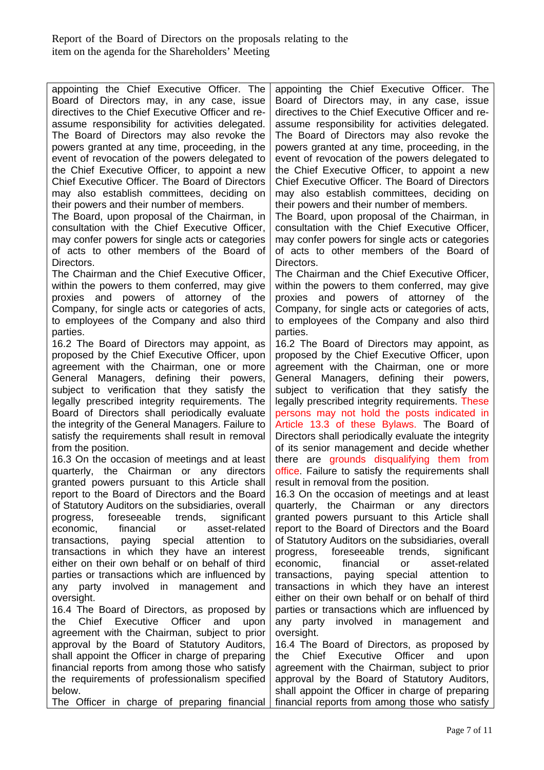| appointing the Chief Executive Officer. The Board of Directors may, in any case, issue directives to the Chief Executive Officer and re-assume responsibility for activities delegated. The Board of Directors may also revoke the powers granted at any time, proceeding, in the event of revocation of the powers delegated to the Chief Executive Officer, to appoint a new Chief Executive Officer. The Board of Directors may also establish committees, deciding on their powers and their number of members.<br>The Board, upon proposal of the Chairman, in consultation with the Chief Executive Officer, may confer powers for single acts or categories of acts to other members of the Board of Directors.<br>The Chairman and the Chief Executive Officer, within the powers to them conferred, may give proxies and powers of attorney of the Company, for single acts or categories of acts, to employees of the Company and also third parties.<br>16.2 The Board of Directors may appoint, as proposed by the Chief Executive Officer, upon agreement with the Chairman, one or more General Managers, defining their powers, subject to verification that they satisfy the legally prescribed integrity requirements. The Board of Directors shall periodically evaluate the integrity of the General Managers. Failure to satisfy the requirements shall result in removal from the position.<br>16.3 On the occasion of meetings and at least quarterly, the Chairman or any directors granted powers pursuant to this Article shall report to the Board of Directors and the Board of Statutory Auditors on the subsidiaries, overall progress, foreseeable trends, significant economic, financial or asset-related transactions, paying special attention to transactions in which they have an interest either on their own behalf or on behalf of third parties or transactions which are influenced by any party involved in management and oversight.<br>16.4 The Board of Directors, as proposed by the Chief Executive Officer and upon agreement with the Chairman, subject to prior approval by the Board of Statutory Auditors, shall appoint the Officer in charge of preparing financial reports from among those who satisfy the requirements of professionalism specified below.<br>The Officer in charge of preparing financial | appointing the Chief Executive Officer. The Board of Directors may, in any case, issue directives to the Chief Executive Officer and re-assume responsibility for activities delegated. The Board of Directors may also revoke the powers granted at any time, proceeding, in the event of revocation of the powers delegated to the Chief Executive Officer, to appoint a new Chief Executive Officer. The Board of Directors may also establish committees, deciding on their powers and their number of members.<br>The Board, upon proposal of the Chairman, in consultation with the Chief Executive Officer, may confer powers for single acts or categories of acts to other members of the Board of Directors.<br>The Chairman and the Chief Executive Officer, within the powers to them conferred, may give proxies and powers of attorney of the Company, for single acts or categories of acts, to employees of the Company and also third parties.<br>16.2 The Board of Directors may appoint, as proposed by the Chief Executive Officer, upon agreement with the Chairman, one or more General Managers, defining their powers, subject to verification that they satisfy the legally prescribed integrity requirements. These persons may not hold the posts indicated in Article 13.3 of these Bylaws. The Board of Directors shall periodically evaluate the integrity of its senior management and decide whether there are grounds disqualifying them from office. Failure to satisfy the requirements shall result in removal from the position.<br>16.3 On the occasion of meetings and at least quarterly, the Chairman or any directors granted powers pursuant to this Article shall report to the Board of Directors and the Board of Statutory Auditors on the subsidiaries, overall progress, foreseeable trends, significant economic, financial or asset-related transactions, paying special attention to transactions in which they have an interest either on their own behalf or on behalf of third parties or transactions which are influenced by any party involved in management and oversight.<br>16.4 The Board of Directors, as proposed by the Chief Executive Officer and upon agreement with the Chairman, subject to prior approval by the Board of Statutory Auditors, shall appoint the Officer in charge of preparing financial reports from among those who satisfy |
|---|---|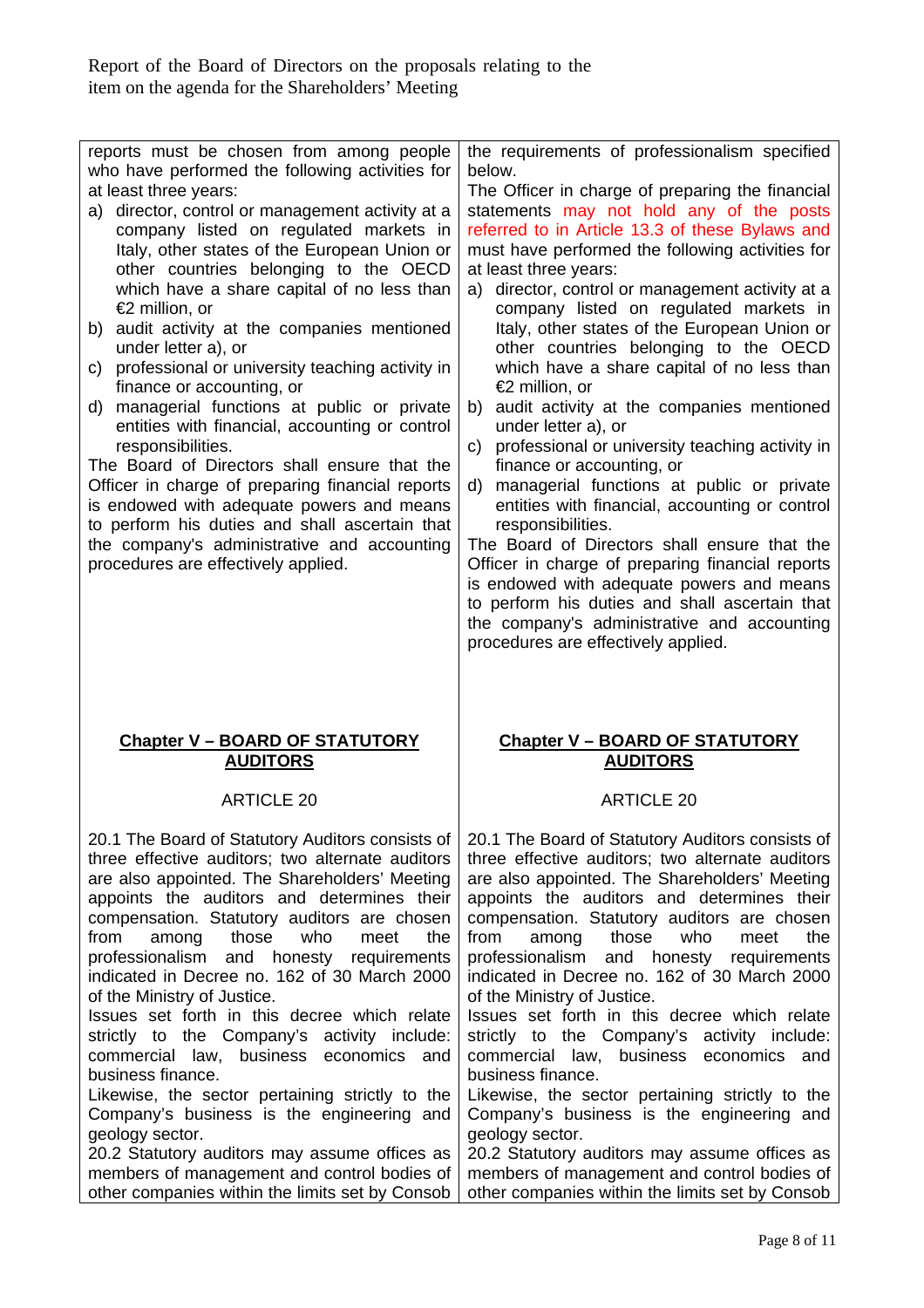| | |
|---|---|
| reports must be chosen from among people who have performed the following activities for at least three years:<br>a) director, control or management activity at a company listed on regulated markets in Italy, other states of the European Union or other countries belonging to the OECD which have a share capital of no less than €2 million, or<br>b) audit activity at the companies mentioned under letter a), or<br>c) professional or university teaching activity in finance or accounting, or<br>d) managerial functions at public or private entities with financial, accounting or control responsibilities.<br>The Board of Directors shall ensure that the Officer in charge of preparing financial reports is endowed with adequate powers and means to perform his duties and shall ascertain that the company's administrative and accounting procedures are effectively applied. | the requirements of professionalism specified below.<br>The Officer in charge of preparing the financial statements may not hold any of the posts referred to in Article 13.3 of these Bylaws and must have performed the following activities for at least three years:<br>a) director, control or management activity at a company listed on regulated markets in Italy, other states of the European Union or other countries belonging to the OECD which have a share capital of no less than €2 million, or<br>b) audit activity at the companies mentioned under letter a), or<br>c) professional or university teaching activity in finance or accounting, or<br>d) managerial functions at public or private entities with financial, accounting or control responsibilities.<br>The Board of Directors shall ensure that the Officer in charge of preparing financial reports is endowed with adequate powers and means to perform his duties and shall ascertain that the company's administrative and accounting procedures are effectively applied. |
| **<u>Chapter V – BOARD OF STATUTORY AUDITORS</u>**<br><br>ARTICLE 20<br><br>20.1 The Board of Statutory Auditors consists of three effective auditors; two alternate auditors are also appointed. The Shareholders' Meeting appoints the auditors and determines their compensation. Statutory auditors are chosen from among those who meet the professionalism and honesty requirements indicated in Decree no. 162 of 30 March 2000 of the Ministry of Justice.<br>Issues set forth in this decree which relate strictly to the Company's activity include: commercial law, business economics and business finance.<br>Likewise, the sector pertaining strictly to the Company's business is the engineering and geology sector.<br>20.2 Statutory auditors may assume offices as members of management and control bodies of other companies within the limits set by Consob | **<u>Chapter V – BOARD OF STATUTORY AUDITORS</u>**<br><br>ARTICLE 20<br><br>20.1 The Board of Statutory Auditors consists of three effective auditors; two alternate auditors are also appointed. The Shareholders' Meeting appoints the auditors and determines their compensation. Statutory auditors are chosen from among those who meet the professionalism and honesty requirements indicated in Decree no. 162 of 30 March 2000 of the Ministry of Justice.<br>Issues set forth in this decree which relate strictly to the Company's activity include: commercial law, business economics and business finance.<br>Likewise, the sector pertaining strictly to the Company's business is the engineering and geology sector.<br>20.2 Statutory auditors may assume offices as members of management and control bodies of other companies within the limits set by Consob |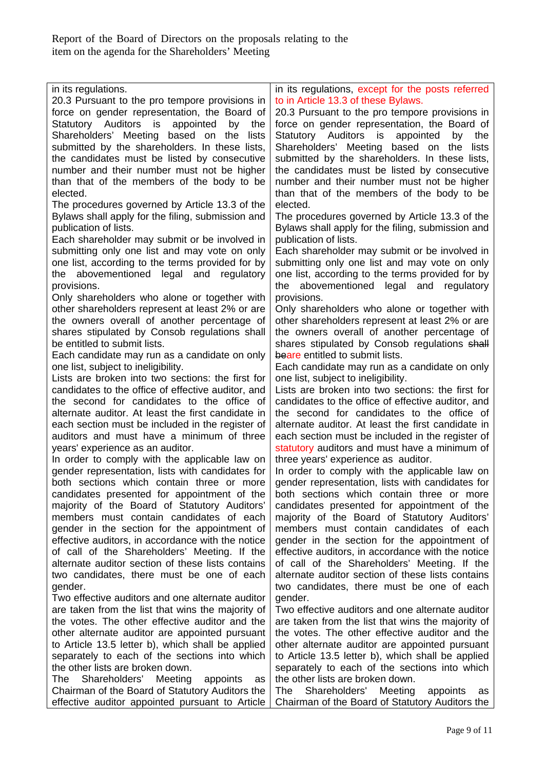Report of the Board of Directors on the proposals relating to the item on the agenda for the Shareholders' Meeting

| | |
|---|---|
| in its regulations.<br>20.3 Pursuant to the pro tempore provisions in force on gender representation, the Board of Statutory Auditors is appointed by the Shareholders' Meeting based on the lists submitted by the shareholders. In these lists, the candidates must be listed by consecutive number and their number must not be higher than that of the members of the body to be elected.<br>The procedures governed by Article 13.3 of the Bylaws shall apply for the filing, submission and publication of lists.<br>Each shareholder may submit or be involved in submitting only one list and may vote on only one list, according to the terms provided for by the abovementioned legal and regulatory provisions.<br>Only shareholders who alone or together with other shareholders represent at least 2% or are the owners overall of another percentage of shares stipulated by Consob regulations shall be entitled to submit lists.<br>Each candidate may run as a candidate on only one list, subject to ineligibility.<br>Lists are broken into two sections: the first for candidates to the office of effective auditor, and the second for candidates to the office of alternate auditor. At least the first candidate in each section must be included in the register of auditors and must have a minimum of three years' experience as an auditor.<br>In order to comply with the applicable law on gender representation, lists with candidates for both sections which contain three or more candidates presented for appointment of the majority of the Board of Statutory Auditors' members must contain candidates of each gender in the section for the appointment of effective auditors, in accordance with the notice of call of the Shareholders' Meeting. If the alternate auditor section of these lists contains two candidates, there must be one of each gender.<br>Two effective auditors and one alternate auditor are taken from the list that wins the majority of the votes. The other effective auditor and the other alternate auditor are appointed pursuant to Article 13.5 letter b), which shall be applied separately to each of the sections into which the other lists are broken down.<br>The Shareholders' Meeting appoints as Chairman of the Board of Statutory Auditors the effective auditor appointed pursuant to Article | in its regulations, except for the posts referred to in Article 13.3 of these Bylaws.<br>20.3 Pursuant to the pro tempore provisions in force on gender representation, the Board of Statutory Auditors is appointed by the Shareholders' Meeting based on the lists submitted by the shareholders. In these lists, the candidates must be listed by consecutive number and their number must not be higher than that of the members of the body to be elected.<br>The procedures governed by Article 13.3 of the Bylaws shall apply for the filing, submission and publication of lists.<br>Each shareholder may submit or be involved in submitting only one list and may vote on only one list, according to the terms provided for by the abovementioned legal and regulatory provisions.<br>Only shareholders who alone or together with other shareholders represent at least 2% or are the owners overall of another percentage of shares stipulated by Consob regulations ~~shall be~~are entitled to submit lists.<br>Each candidate may run as a candidate on only one list, subject to ineligibility.<br>Lists are broken into two sections: the first for candidates to the office of effective auditor, and the second for candidates to the office of alternate auditor. At least the first candidate in each section must be included in the register of statutory auditors and must have a minimum of three years' experience as auditor.<br>In order to comply with the applicable law on gender representation, lists with candidates for both sections which contain three or more candidates presented for appointment of the majority of the Board of Statutory Auditors' members must contain candidates of each gender in the section for the appointment of effective auditors, in accordance with the notice of call of the Shareholders' Meeting. If the alternate auditor section of these lists contains two candidates, there must be one of each gender.<br>Two effective auditors and one alternate auditor are taken from the list that wins the majority of the votes. The other effective auditor and the other alternate auditor are appointed pursuant to Article 13.5 letter b), which shall be applied separately to each of the sections into which the other lists are broken down.<br>The Shareholders' Meeting appoints as Chairman of the Board of Statutory Auditors the |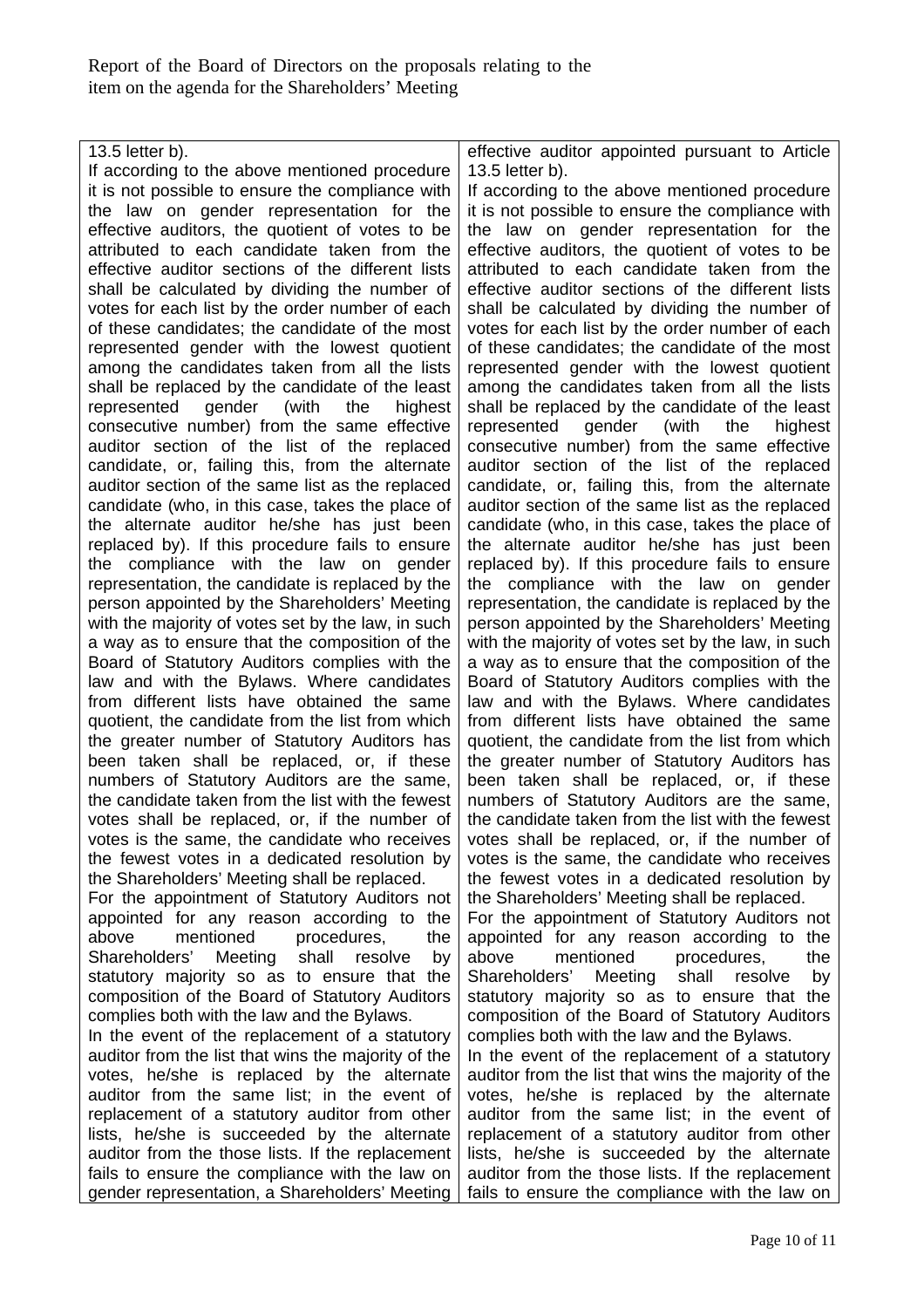| | |
|---|---|
| 13.5 letter b).<br>If according to the above mentioned procedure it is not possible to ensure the compliance with the law on gender representation for the effective auditors, the quotient of votes to be attributed to each candidate taken from the effective auditor sections of the different lists shall be calculated by dividing the number of votes for each list by the order number of each of these candidates; the candidate of the most represented gender with the lowest quotient among the candidates taken from all the lists shall be replaced by the candidate of the least represented gender (with the highest consecutive number) from the same effective auditor section of the list of the replaced candidate, or, failing this, from the alternate auditor section of the same list as the replaced candidate (who, in this case, takes the place of the alternate auditor he/she has just been replaced by). If this procedure fails to ensure the compliance with the law on gender representation, the candidate is replaced by the person appointed by the Shareholders' Meeting with the majority of votes set by the law, in such a way as to ensure that the composition of the Board of Statutory Auditors complies with the law and with the Bylaws. Where candidates from different lists have obtained the same quotient, the candidate from the list from which the greater number of Statutory Auditors has been taken shall be replaced, or, if these numbers of Statutory Auditors are the same, the candidate taken from the list with the fewest votes shall be replaced, or, if the number of votes is the same, the candidate who receives the fewest votes in a dedicated resolution by the Shareholders' Meeting shall be replaced.<br>For the appointment of Statutory Auditors not appointed for any reason according to the above mentioned procedures, the Shareholders' Meeting shall resolve by statutory majority so as to ensure that the composition of the Board of Statutory Auditors complies both with the law and the Bylaws.<br>In the event of the replacement of a statutory auditor from the list that wins the majority of the votes, he/she is replaced by the alternate auditor from the same list; in the event of replacement of a statutory auditor from other lists, he/she is succeeded by the alternate auditor from the those lists. If the replacement fails to ensure the compliance with the law on gender representation, a Shareholders' Meeting | effective auditor appointed pursuant to Article 13.5 letter b).<br>If according to the above mentioned procedure it is not possible to ensure the compliance with the law on gender representation for the effective auditors, the quotient of votes to be attributed to each candidate taken from the effective auditor sections of the different lists shall be calculated by dividing the number of votes for each list by the order number of each of these candidates; the candidate of the most represented gender with the lowest quotient among the candidates taken from all the lists shall be replaced by the candidate of the least represented gender (with the highest consecutive number) from the same effective auditor section of the list of the replaced candidate, or, failing this, from the alternate auditor section of the same list as the replaced candidate (who, in this case, takes the place of the alternate auditor he/she has just been replaced by). If this procedure fails to ensure the compliance with the law on gender representation, the candidate is replaced by the person appointed by the Shareholders' Meeting with the majority of votes set by the law, in such a way as to ensure that the composition of the Board of Statutory Auditors complies with the law and with the Bylaws. Where candidates from different lists have obtained the same quotient, the candidate from the list from which the greater number of Statutory Auditors has been taken shall be replaced, or, if these numbers of Statutory Auditors are the same, the candidate taken from the list with the fewest votes shall be replaced, or, if the number of votes is the same, the candidate who receives the fewest votes in a dedicated resolution by the Shareholders' Meeting shall be replaced.<br>For the appointment of Statutory Auditors not appointed for any reason according to the above mentioned procedures, the Shareholders' Meeting shall resolve by statutory majority so as to ensure that the composition of the Board of Statutory Auditors complies both with the law and the Bylaws.<br>In the event of the replacement of a statutory auditor from the list that wins the majority of the votes, he/she is replaced by the alternate auditor from the same list; in the event of replacement of a statutory auditor from other lists, he/she is succeeded by the alternate auditor from the those lists. If the replacement fails to ensure the compliance with the law on |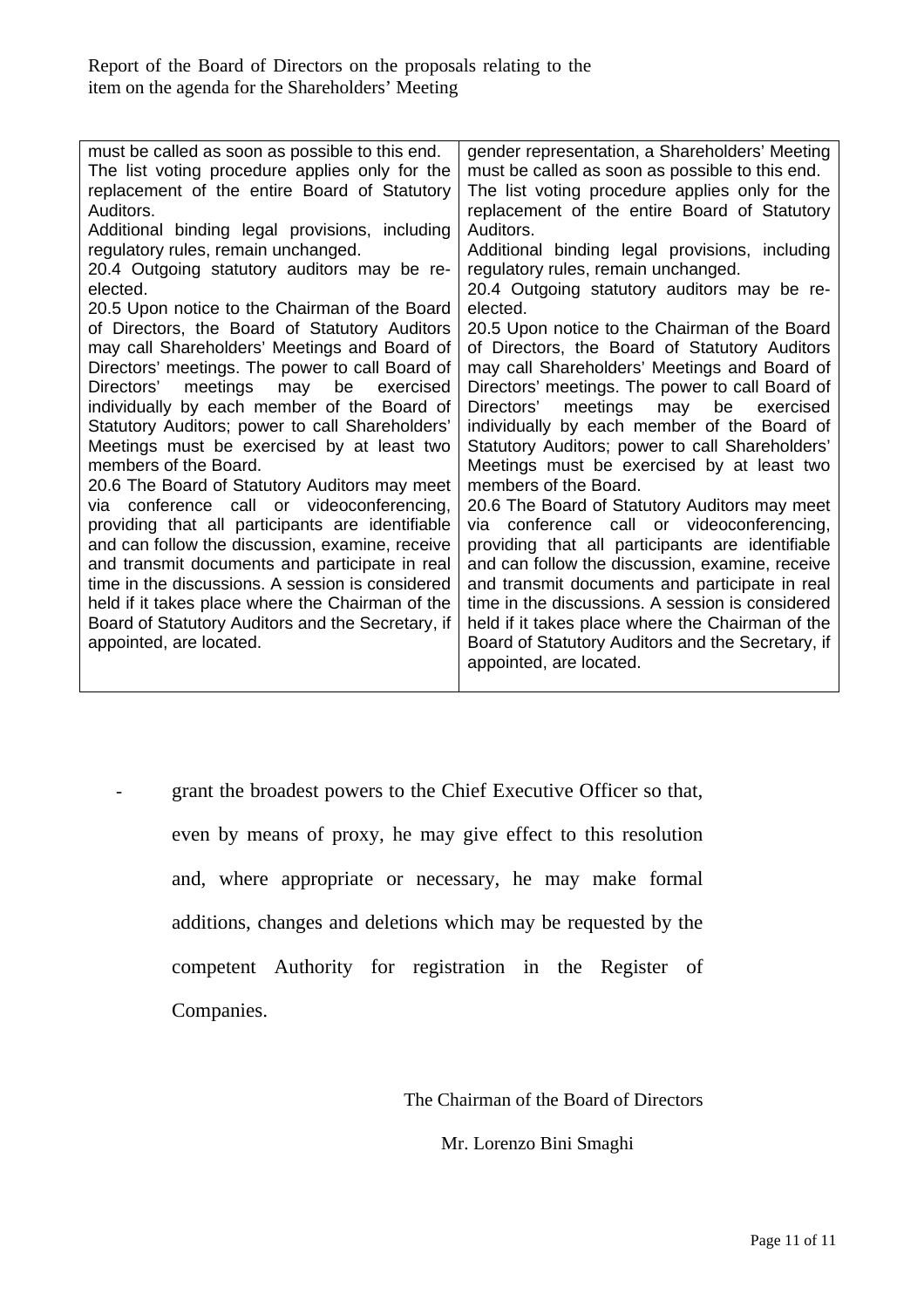| | |
|---|---|
| must be called as soon as possible to this end. The list voting procedure applies only for the replacement of the entire Board of Statutory Auditors. Additional binding legal provisions, including regulatory rules, remain unchanged. 20.4 Outgoing statutory auditors may be re-elected. 20.5 Upon notice to the Chairman of the Board of Directors, the Board of Statutory Auditors may call Shareholders' Meetings and Board of Directors' meetings. The power to call Board of Directors' meetings may be exercised individually by each member of the Board of Statutory Auditors; power to call Shareholders' Meetings must be exercised by at least two members of the Board. 20.6 The Board of Statutory Auditors may meet via conference call or videoconferencing, providing that all participants are identifiable and can follow the discussion, examine, receive and transmit documents and participate in real time in the discussions. A session is considered held if it takes place where the Chairman of the Board of Statutory Auditors and the Secretary, if appointed, are located. | gender representation, a Shareholders' Meeting must be called as soon as possible to this end. The list voting procedure applies only for the replacement of the entire Board of Statutory Auditors. Additional binding legal provisions, including regulatory rules, remain unchanged. 20.4 Outgoing statutory auditors may be re-elected. 20.5 Upon notice to the Chairman of the Board of Directors, the Board of Statutory Auditors may call Shareholders' Meetings and Board of Directors' meetings. The power to call Board of Directors' meetings may be exercised individually by each member of the Board of Statutory Auditors; power to call Shareholders' Meetings must be exercised by at least two members of the Board. 20.6 The Board of Statutory Auditors may meet via conference call or videoconferencing, providing that all participants are identifiable and can follow the discussion, examine, receive and transmit documents and participate in real time in the discussions. A session is considered held if it takes place where the Chairman of the Board of Statutory Auditors and the Secretary, if appointed, are located. |

- grant the broadest powers to the Chief Executive Officer so that, even by means of proxy, he may give effect to this resolution and, where appropriate or necessary, he may make formal additions, changes and deletions which may be requested by the competent Authority for registration in the Register of Companies.

The Chairman of the Board of Directors

Mr. Lorenzo Bini Smaghi